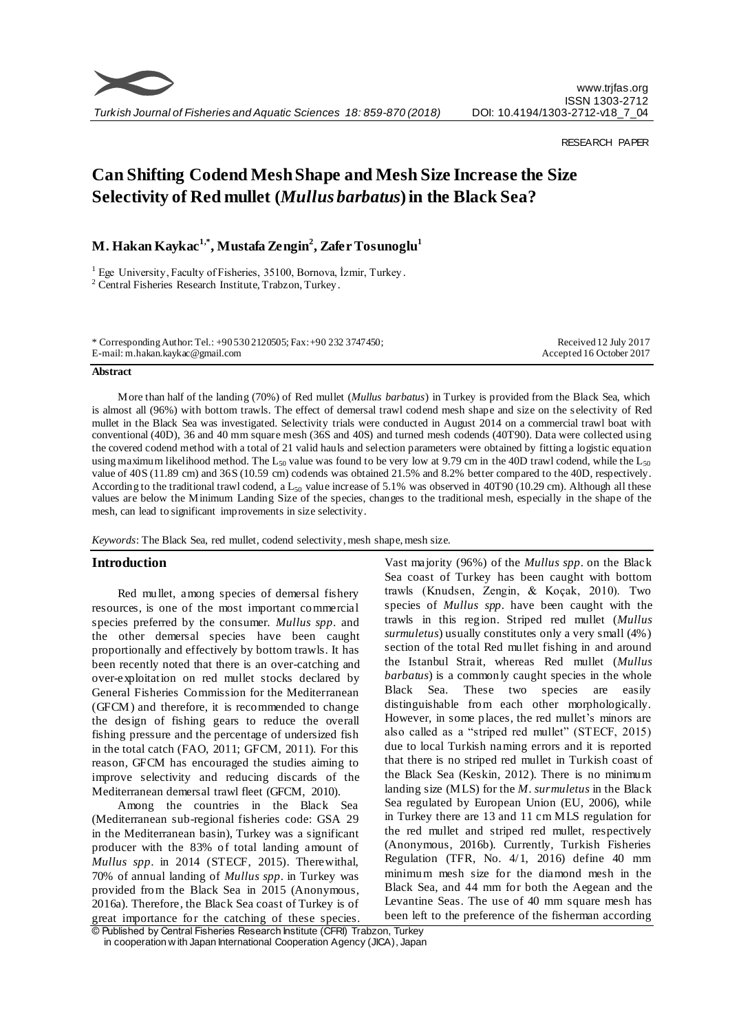RESEARCH PAPER

# Can Shifting Codend Mesh Shape and Mesh Size Increase the Size Selectivity of Red mullet (*Mullus barbatus*) in the Black Sea?

**M. Hakan Kaykac[1,*], Mustafa Zengin[2], Zafer Tosunoglu[1]**

[1] Ege University, Faculty of Fisheries, 35100, Bornova, İzmir, Turkey.
[2] Central Fisheries Research Institute, Trabzon, Turkey.

\* Corresponding Author: Tel.: +90 530 2120505; Fax: +90 232 3747450;
E-mail: m.hakan.kaykac@gmail.com

Received 12 July 2017
Accepted 16 October 2017

**Abstract**

More than half of the landing (70%) of Red mullet (*Mullus barbatus*) in Turkey is provided from the Black Sea, which is almost all (96%) with bottom trawls. The effect of demersal trawl codend mesh shape and size on the selectivity of Red mullet in the Black Sea was investigated. Selectivity trials were conducted in August 2014 on a commercial trawl boat with conventional (40D), 36 and 40 mm square mesh (36S and 40S) and turned mesh codends (40T90). Data were collected using the covered codend method with a total of 21 valid hauls and selection parameters were obtained by fitting a logistic equation using maximum likelihood method. The $L_{50}$ value was found to be very low at 9.79 cm in the 40D trawl codend, while the $L_{50}$ value of 40S (11.89 cm) and 36S (10.59 cm) codends was obtained 21.5% and 8.2% better compared to the 40D, respectively. According to the traditional trawl codend, a $L_{50}$ value increase of 5.1% was observed in 40T90 (10.29 cm). Although all these values are below the Minimum Landing Size of the species, changes to the traditional mesh, especially in the shape of the mesh, can lead to significant improvements in size selectivity.

*Keywords*: The Black Sea, red mullet, codend selectivity, mesh shape, mesh size.

## Introduction

Red mullet, among species of demersal fishery resources, is one of the most important commercial species preferred by the consumer. *Mullus spp*. and the other demersal species have been caught proportionally and effectively by bottom trawls. It has been recently noted that there is an over-catching and over-exploitation on red mullet stocks declared by General Fisheries Commission for the Mediterranean (GFCM) and therefore, it is recommended to change the design of fishing gears to reduce the overall fishing pressure and the percentage of undersized fish in the total catch (FAO, 2011; GFCM, 2011). For this reason, GFCM has encouraged the studies aiming to improve selectivity and reducing discards of the Mediterranean demersal trawl fleet (GFCM, 2010).

Among the countries in the Black Sea (Mediterranean sub-regional fisheries code: GSA 29 in the Mediterranean basin), Turkey was a significant producer with the 83% of total landing amount of *Mullus spp*. in 2014 (STECF, 2015). Therewithal, 70% of annual landing of *Mullus spp*. in Turkey was provided from the Black Sea in 2015 (Anonymous, 2016a). Therefore, the Black Sea coast of Turkey is of great importance for the catching of these species. Vast majority (96%) of the *Mullus spp*. on the Black Sea coast of Turkey has been caught with bottom trawls (Knudsen, Zengin, & Koçak, 2010). Two species of *Mullus spp*. have been caught with the trawls in this region. Striped red mullet (*Mullus surmuletus*) usually constitutes only a very small (4%) section of the total Red mullet fishing in and around the Istanbul Strait, whereas Red mullet (*Mullus barbatus*) is a commonly caught species in the whole Black Sea. These two species are easily distinguishable from each other morphologically. However, in some places, the red mullet's minors are also called as a "striped red mullet" (STECF, 2015) due to local Turkish naming errors and it is reported that there is no striped red mullet in Turkish coast of the Black Sea (Keskin, 2012). There is no minimum landing size (MLS) for the *M. surmuletus* in the Black Sea regulated by European Union (EU, 2006), while in Turkey there are 13 and 11 cm MLS regulation for the red mullet and striped red mullet, respectively (Anonymous, 2016b). Currently, Turkish Fisheries Regulation (TFR, No. 4/1, 2016) define 40 mm minimum mesh size for the diamond mesh in the Black Sea, and 44 mm for both the Aegean and the Levantine Seas. The use of 40 mm square mesh has been left to the preference of the fisherman according

© Published by Central Fisheries Research Institute (CFRI) Trabzon, Turkey in cooperation with Japan International Cooperation Agency (JICA), Japan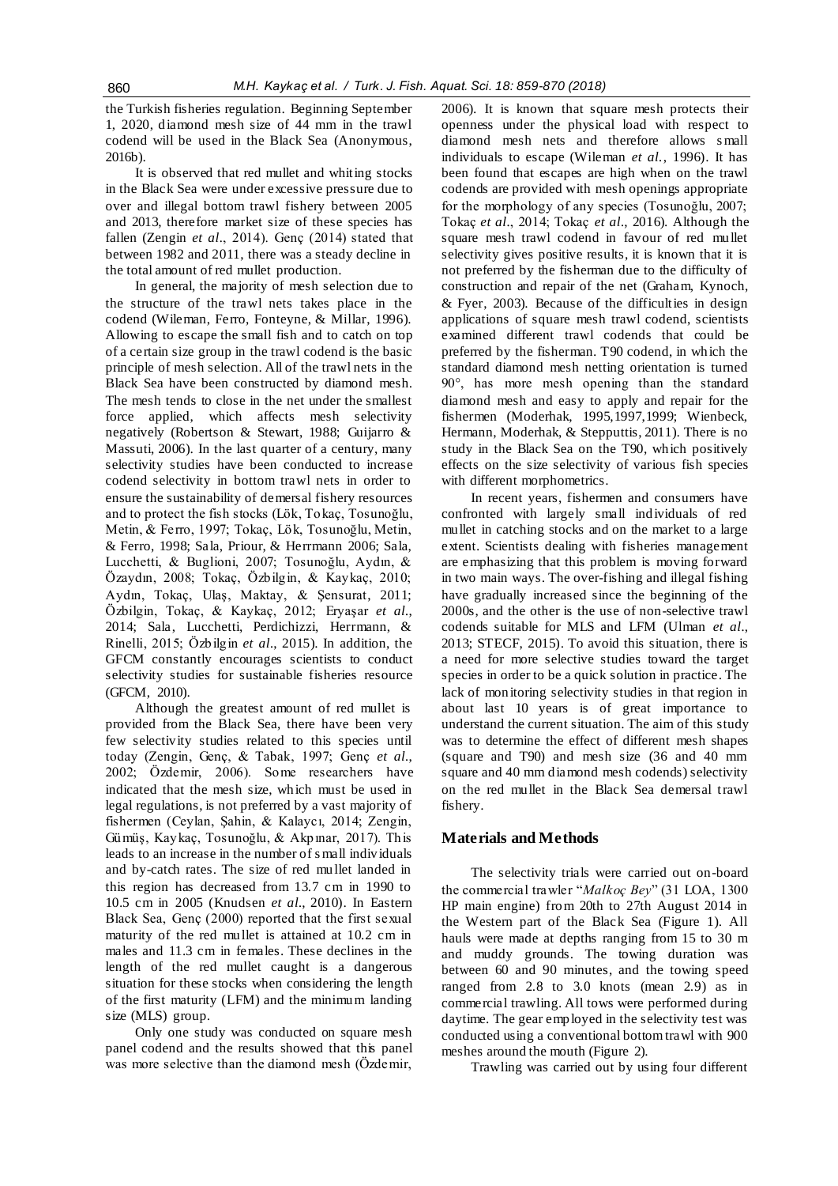the Turkish fisheries regulation. Beginning September 1, 2020, diamond mesh size of 44 mm in the trawl codend will be used in the Black Sea (Anonymous, 2016b).

It is observed that red mullet and whiting stocks in the Black Sea were under excessive pressure due to over and illegal bottom trawl fishery between 2005 and 2013, therefore market size of these species has fallen (Zengin *et al*., 2014). Genç (2014) stated that between 1982 and 2011, there was a steady decline in the total amount of red mullet production.

In general, the majority of mesh selection due to the structure of the trawl nets takes place in the codend (Wileman, Ferro, Fonteyne, & Millar, 1996). Allowing to escape the small fish and to catch on top of a certain size group in the trawl codend is the basic principle of mesh selection. All of the trawl nets in the Black Sea have been constructed by diamond mesh. The mesh tends to close in the net under the smallest force applied, which affects mesh selectivity negatively (Robertson & Stewart, 1988; Guijarro & Massuti, 2006). In the last quarter of a century, many selectivity studies have been conducted to increase codend selectivity in bottom trawl nets in order to ensure the sustainability of demersal fishery resources and to protect the fish stocks (Lök, Tokaç, Tosunoğlu, Metin, & Ferro, 1997; Tokaç, Lök, Tosunoğlu, Metin, & Ferro, 1998; Sala, Priour, & Herrmann 2006; Sala, Lucchetti, & Buglioni, 2007; Tosunoğlu, Aydın, & Özaydın, 2008; Tokaç, Özbilgin, & Kaykaç, 2010; Aydın, Tokaç, Ulaş, Maktay, & Şensurat, 2011; Özbilgin, Tokaç, & Kaykaç, 2012; Eryaşar *et al*., 2014; Sala, Lucchetti, Perdichizzi, Herrmann, & Rinelli, 2015; Özbilgin *et al*., 2015). In addition, the GFCM constantly encourages scientists to conduct selectivity studies for sustainable fisheries resource (GFCM, 2010).

Although the greatest amount of red mullet is provided from the Black Sea, there have been very few selectivity studies related to this species until today (Zengin, Genç, & Tabak, 1997; Genç *et al*., 2002; Özdemir, 2006). Some researchers have indicated that the mesh size, which must be used in legal regulations, is not preferred by a vast majority of fishermen (Ceylan, Şahin, & Kalaycı, 2014; Zengin, Gümüş, Kaykaç, Tosunoğlu, & Akpınar, 2017). This leads to an increase in the number of small individuals and by-catch rates. The size of red mullet landed in this region has decreased from 13.7 cm in 1990 to 10.5 cm in 2005 (Knudsen *et al*., 2010). In Eastern Black Sea, Genç (2000) reported that the first sexual maturity of the red mullet is attained at 10.2 cm in males and 11.3 cm in females. These declines in the length of the red mullet caught is a dangerous situation for these stocks when considering the length of the first maturity (LFM) and the minimum landing size (MLS) group.

Only one study was conducted on square mesh panel codend and the results showed that this panel was more selective than the diamond mesh (Özdemir, 2006). It is known that square mesh protects their openness under the physical load with respect to diamond mesh nets and therefore allows small individuals to escape (Wileman *et al*., 1996). It has been found that escapes are high when on the trawl codends are provided with mesh openings appropriate for the morphology of any species (Tosunoğlu, 2007; Tokaç *et al*., 2014; Tokaç *et al*., 2016). Although the square mesh trawl codend in favour of red mullet selectivity gives positive results, it is known that it is not preferred by the fisherman due to the difficulty of construction and repair of the net (Graham, Kynoch, & Fyer, 2003). Because of the difficulties in design applications of square mesh trawl codend, scientists examined different trawl codends that could be preferred by the fisherman. T90 codend, in which the standard diamond mesh netting orientation is turned 90°, has more mesh opening than the standard diamond mesh and easy to apply and repair for the fishermen (Moderhak, 1995,1997,1999; Wienbeck, Hermann, Moderhak, & Stepputtis, 2011). There is no study in the Black Sea on the T90, which positively effects on the size selectivity of various fish species with different morphometrics.

In recent years, fishermen and consumers have confronted with largely small individuals of red mullet in catching stocks and on the market to a large extent. Scientists dealing with fisheries management are emphasizing that this problem is moving forward in two main ways. The over-fishing and illegal fishing have gradually increased since the beginning of the 2000s, and the other is the use of non-selective trawl codends suitable for MLS and LFM (Ulman *et al*., 2013; STECF, 2015). To avoid this situation, there is a need for more selective studies toward the target species in order to be a quick solution in practice. The lack of monitoring selectivity studies in that region in about last 10 years is of great importance to understand the current situation. The aim of this study was to determine the effect of different mesh shapes (square and T90) and mesh size (36 and 40 mm square and 40 mm diamond mesh codends) selectivity on the red mullet in the Black Sea demersal trawl fishery.

## Materials and Methods

The selectivity trials were carried out on-board the commercial trawler "*Malkoç Bey*" (31 LOA, 1300 HP main engine) from 20th to 27th August 2014 in the Western part of the Black Sea (Figure 1). All hauls were made at depths ranging from 15 to 30 m and muddy grounds. The towing duration was between 60 and 90 minutes, and the towing speed ranged from 2.8 to 3.0 knots (mean 2.9) as in commercial trawling. All tows were performed during daytime. The gear employed in the selectivity test was conducted using a conventional bottom trawl with 900 meshes around the mouth (Figure 2).

Trawling was carried out by using four different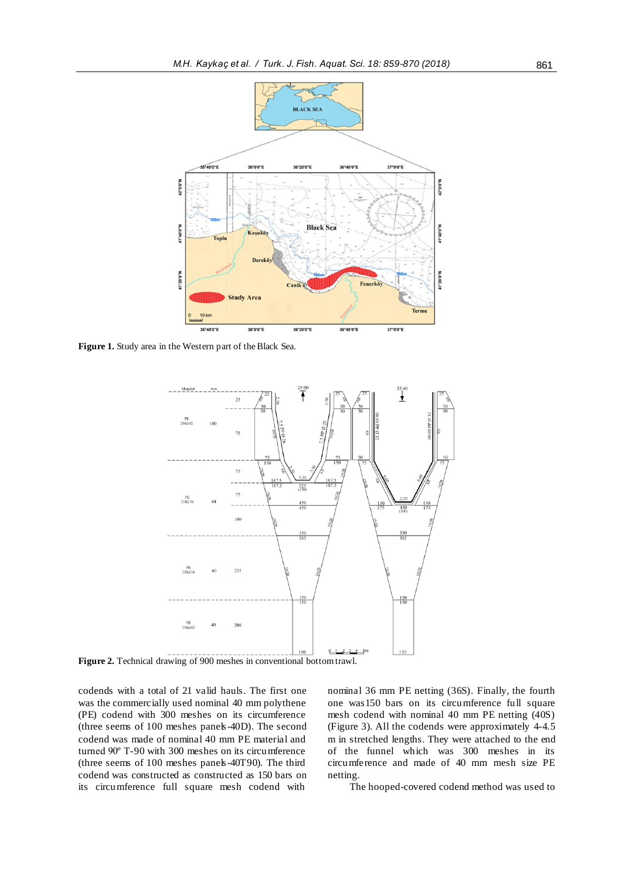**Figure 1.** Study area in the Western part of the Black Sea.

**Figure 2.** Technical drawing of 900 meshes in conventional bottom trawl.

codends with a total of 21 valid hauls. The first one was the commercially used nominal 40 mm polythene (PE) codend with 300 meshes on its circumference (three seems of 100 meshes panels-40D). The second codend was made of nominal 40 mm PE material and turned 90º T-90 with 300 meshes on its circumference (three seems of 100 meshes panels-40T90). The third codend was constructed as constructed as 150 bars on its circumference full square mesh codend with nominal 36 mm PE netting (36S). Finally, the fourth one was150 bars on its circumference full square mesh codend with nominal 40 mm PE netting (40S) (Figure 3). All the codends were approximately 4-4.5 m in stretched lengths. They were attached to the end of the funnel which was 300 meshes in its circumference and made of 40 mm mesh size PE netting.

The hooped-covered codend method was used to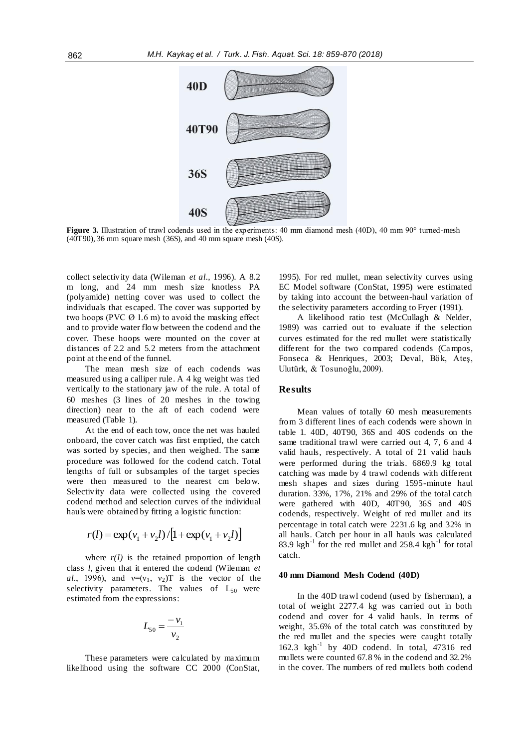**Figure 3.** Illustration of trawl codends used in the experiments: 40 mm diamond mesh (40D), 40 mm 90° turned-mesh (40T90), 36 mm square mesh (36S), and 40 mm square mesh (40S).

collect selectivity data (Wileman *et al*., 1996). A 8.2 m long, and 24 mm mesh size knotless PA (polyamide) netting cover was used to collect the individuals that escaped. The cover was supported by two hoops (PVC Ø 1.6 m) to avoid the masking effect and to provide water flow between the codend and the cover. These hoops were mounted on the cover at distances of 2.2 and 5.2 meters from the attachment point at the end of the funnel.

The mean mesh size of each codends was measured using a calliper rule. A 4 kg weight was tied vertically to the stationary jaw of the rule. A total of 60 meshes (3 lines of 20 meshes in the towing direction) near to the aft of each codend were measured (Table 1).

At the end of each tow, once the net was hauled onboard, the cover catch was first emptied, the catch was sorted by species, and then weighed. The same procedure was followed for the codend catch. Total lengths of full or subsamples of the target species were then measured to the nearest cm below. Selectivity data were collected using the covered codend method and selection curves of the individual hauls were obtained by fitting a logistic function:

$$r(l) = \exp(v_1 + v_2 l) / [1 + \exp(v_1 + v_2 l)]$$

where $r(l)$ is the retained proportion of length class $l$, given that it entered the codend (Wileman *et al*., 1996), and $v=(v_1, v_2)T$ is the vector of the selectivity parameters. The values of $L_{50}$ were estimated from the expressions:

$$L_{50} = \frac{-v_1}{v_2}$$

These parameters were calculated by maximum likelihood using the software CC 2000 (ConStat, 1995). For red mullet, mean selectivity curves using EC Model software (ConStat, 1995) were estimated by taking into account the between-haul variation of the selectivity parameters according to Fryer (1991).

A likelihood ratio test (McCullagh & Nelder, 1989) was carried out to evaluate if the selection curves estimated for the red mullet were statistically different for the two compared codends (Campos, Fonseca & Henriques, 2003; Deval, Bök, Ateş, Ulutürk, & Tosunoğlu, 2009).

## Results

Mean values of totally 60 mesh measurements from 3 different lines of each codends were shown in table 1. 40D, 40T90, 36S and 40S codends on the same traditional trawl were carried out 4, 7, 6 and 4 valid hauls, respectively. A total of 21 valid hauls were performed during the trials. 6869.9 kg total catching was made by 4 trawl codends with different mesh shapes and sizes during 1595-minute haul duration. 33%, 17%, 21% and 29% of the total catch were gathered with 40D, 40T90, 36S and 40S codends, respectively. Weight of red mullet and its percentage in total catch were 2231.6 kg and 32% in all hauls. Catch per hour in all hauls was calculated 83.9 $\text{kgh}^{-1}$ for the red mullet and 258.4 $\text{kgh}^{-1}$ for total catch.

### 40 mm Diamond Mesh Codend (40D)

In the 40D trawl codend (used by fisherman), a total of weight 2277.4 kg was carried out in both codend and cover for 4 valid hauls. In terms of weight, 35.6% of the total catch was constituted by the red mullet and the species were caught totally 162.3 $\text{kgh}^{-1}$ by 40D codend. In total, 47316 red mullets were counted 67.8 % in the codend and 32.2% in the cover. The numbers of red mullets both codend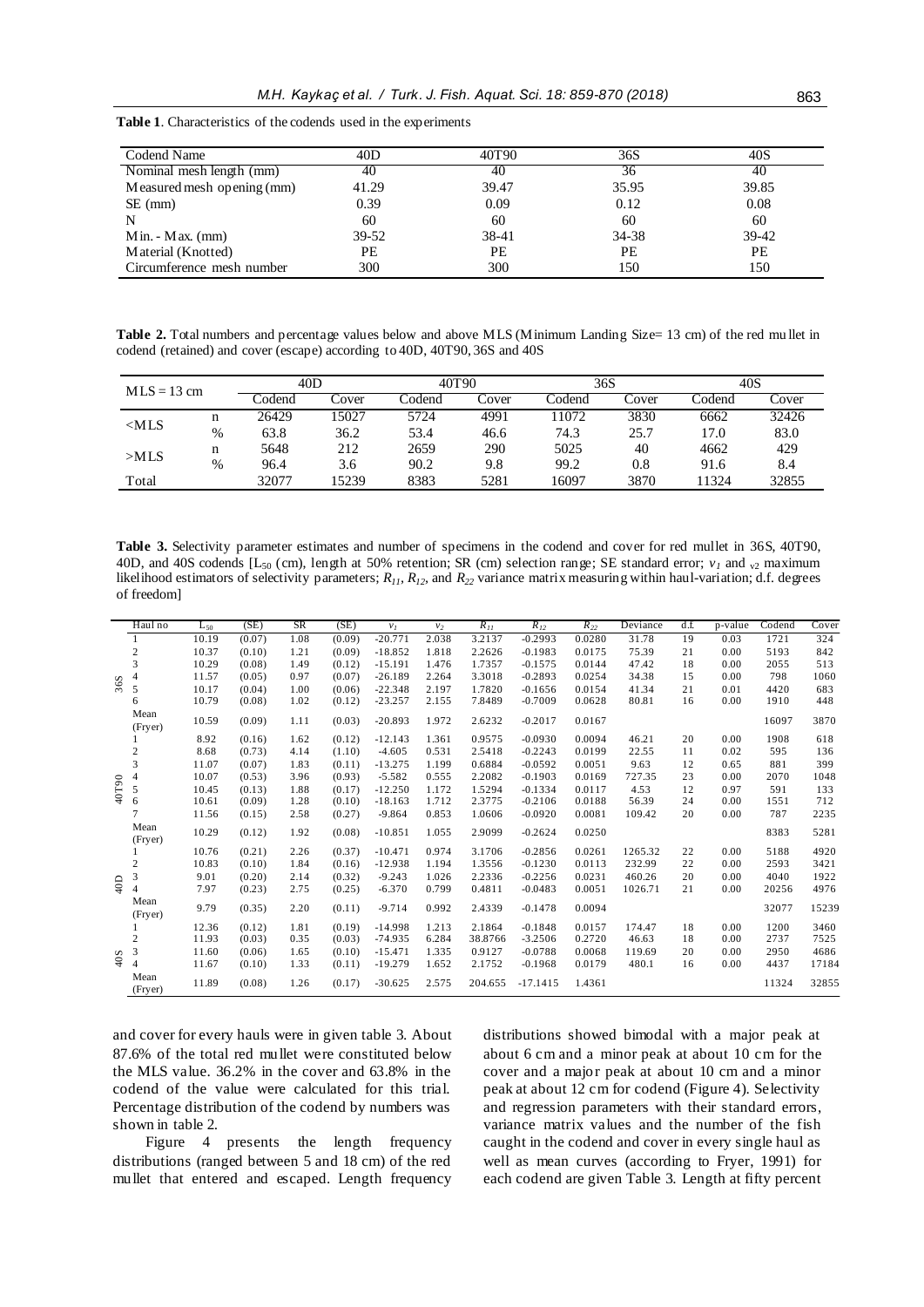**Table 1**. Characteristics of the codends used in the experiments

| Codend Name | 40D | 40T90 | 36S | 40S |
|---|---|---|---|---|
| Nominal mesh length (mm) | 40 | 40 | 36 | 40 |
| Measured mesh opening (mm) | 41.29 | 39.47 | 35.95 | 39.85 |
| SE (mm) | 0.39 | 0.09 | 0.12 | 0.08 |
| N | 60 | 60 | 60 | 60 |
| Min. - Max. (mm) | 39-52 | 38-41 | 34-38 | 39-42 |
| Material (Knotted) | PE | PE | PE | PE |
| Circumference mesh number | 300 | 300 | 150 | 150 |

**Table 2.** Total numbers and percentage values below and above MLS (Minimum Landing Size= 13 cm) of the red mullet in codend (retained) and cover (escape) according to 40D, 40T90, 36S and 40S

| MLS = 13 cm | | 40D | | 40T90 | | 36S | | 40S | |
|---|---|---|---|---|---|---|---|---|---|
| | | Codend | Cover | Codend | Cover | Codend | Cover | Codend | Cover |
| <MLS | n | 26429 | 15027 | 5724 | 4991 | 11072 | 3830 | 6662 | 32426 |
| | % | 63.8 | 36.2 | 53.4 | 46.6 | 74.3 | 25.7 | 17.0 | 83.0 |
| >MLS | n | 5648 | 212 | 2659 | 290 | 5025 | 40 | 4662 | 429 |
| | % | 96.4 | 3.6 | 90.2 | 9.8 | 99.2 | 0.8 | 91.6 | 8.4 |
| Total | | 32077 | 15239 | 8383 | 5281 | 16097 | 3870 | 11324 | 32855 |

**Table 3.** Selectivity parameter estimates and number of specimens in the codend and cover for red mullet in 36S, 40T90, 40D, and 40S codends [$L_{50}$ (cm), length at 50% retention; SR (cm) selection range; SE standard error; $v_1$ and $v_2$ maximum likelihood estimators of selectivity parameters; $R_{11}$, $R_{12}$, and $R_{22}$ variance matrix measuring within haul-variation; d.f. degrees of freedom]

| | Haul no | $L_{50}$ | (SE) | SR | (SE) | $v_1$ | $v_2$ | $R_{11}$ | $R_{12}$ | $R_{22}$ | Deviance | d.f. | p-value | Codend | Cover |
|---|---|---|---|---|---|---|---|---|---|---|---|---|---|---|---|
| 36S | 1 | 10.19 | (0.07) | 1.08 | (0.09) | -20.771 | 2.038 | 3.2137 | -0.2993 | 0.0280 | 31.78 | 19 | 0.03 | 1721 | 324 |
| | 2 | 10.37 | (0.10) | 1.21 | (0.09) | -18.852 | 1.818 | 2.2626 | -0.1983 | 0.0175 | 75.39 | 21 | 0.00 | 5193 | 842 |
| | 3 | 10.29 | (0.08) | 1.49 | (0.12) | -15.191 | 1.476 | 1.7357 | -0.1575 | 0.0144 | 47.42 | 18 | 0.00 | 2055 | 513 |
| | 4 | 11.57 | (0.05) | 0.97 | (0.07) | -26.189 | 2.264 | 3.3018 | -0.2893 | 0.0254 | 34.38 | 15 | 0.00 | 798 | 1060 |
| | 5 | 10.17 | (0.04) | 1.00 | (0.06) | -22.348 | 2.197 | 1.7820 | -0.1656 | 0.0154 | 41.34 | 21 | 0.01 | 4420 | 683 |
| | 6 | 10.79 | (0.08) | 1.02 | (0.12) | -23.257 | 2.155 | 7.8489 | -0.7009 | 0.0628 | 80.81 | 16 | 0.00 | 1910 | 448 |
| | Mean (Fryer) | 10.59 | (0.09) | 1.11 | (0.03) | -20.893 | 1.972 | 2.6232 | -0.2017 | 0.0167 | | | | 16097 | 3870 |
| 40T90 | 1 | 8.92 | (0.16) | 1.62 | (0.12) | -12.143 | 1.361 | 0.9575 | -0.0930 | 0.0094 | 46.21 | 20 | 0.00 | 1908 | 618 |
| | 2 | 8.68 | (0.73) | 4.14 | (1.10) | -4.605 | 0.531 | 2.5418 | -0.2243 | 0.0199 | 22.55 | 11 | 0.02 | 595 | 136 |
| | 3 | 11.07 | (0.07) | 1.83 | (0.11) | -13.275 | 1.199 | 0.6884 | -0.0592 | 0.0051 | 9.63 | 12 | 0.65 | 881 | 399 |
| | 4 | 10.07 | (0.53) | 3.96 | (0.93) | -5.582 | 0.555 | 2.2082 | -0.1903 | 0.0169 | 727.35 | 23 | 0.00 | 2070 | 1048 |
| | 5 | 10.45 | (0.13) | 1.88 | (0.17) | -12.250 | 1.172 | 1.5294 | -0.1334 | 0.0117 | 4.53 | 12 | 0.97 | 591 | 133 |
| | 6 | 10.61 | (0.09) | 1.28 | (0.10) | -18.163 | 1.712 | 2.3775 | -0.2106 | 0.0188 | 56.39 | 24 | 0.00 | 1551 | 712 |
| | 7 | 11.56 | (0.15) | 2.58 | (0.27) | -9.864 | 0.853 | 1.0606 | -0.0920 | 0.0081 | 109.42 | 20 | 0.00 | 787 | 2235 |
| | Mean (Fryer) | 10.29 | (0.12) | 1.92 | (0.08) | -10.851 | 1.055 | 2.9099 | -0.2624 | 0.0250 | | | | 8383 | 5281 |
| 40D | 1 | 10.76 | (0.21) | 2.26 | (0.37) | -10.471 | 0.974 | 3.1706 | -0.2856 | 0.0261 | 1265.32 | 22 | 0.00 | 5188 | 4920 |
| | 2 | 10.83 | (0.10) | 1.84 | (0.16) | -12.938 | 1.194 | 1.3556 | -0.1230 | 0.0113 | 232.99 | 22 | 0.00 | 2593 | 3421 |
| | 3 | 9.01 | (0.20) | 2.14 | (0.32) | -9.243 | 1.026 | 2.2336 | -0.2256 | 0.0231 | 460.26 | 20 | 0.00 | 4040 | 1922 |
| | 4 | 7.97 | (0.23) | 2.75 | (0.25) | -6.370 | 0.799 | 0.4811 | -0.0483 | 0.0051 | 1026.71 | 21 | 0.00 | 20256 | 4976 |
| | Mean (Fryer) | 9.79 | (0.35) | 2.20 | (0.11) | -9.714 | 0.992 | 2.4339 | -0.1478 | 0.0094 | | | | 32077 | 15239 |
| 40S | 1 | 12.36 | (0.12) | 1.81 | (0.19) | -14.998 | 1.213 | 2.1864 | -0.1848 | 0.0157 | 174.47 | 18 | 0.00 | 1200 | 3460 |
| | 2 | 11.93 | (0.03) | 0.35 | (0.03) | -74.935 | 6.284 | 38.8766 | -3.2506 | 0.2720 | 46.63 | 18 | 0.00 | 2737 | 7525 |
| | 3 | 11.60 | (0.06) | 1.65 | (0.10) | -15.471 | 1.335 | 0.9127 | -0.0788 | 0.0068 | 119.69 | 20 | 0.00 | 2950 | 4686 |
| | 4 | 11.67 | (0.10) | 1.33 | (0.11) | -19.279 | 1.652 | 2.1752 | -0.1968 | 0.0179 | 480.1 | 16 | 0.00 | 4437 | 17184 |
| | Mean (Fryer) | 11.89 | (0.08) | 1.26 | (0.17) | -30.625 | 2.575 | 204.655 | -17.1415 | 1.4361 | | | | 11324 | 32855 |

and cover for every hauls were in given table 3. About 87.6% of the total red mullet were constituted below the MLS value. 36.2% in the cover and 63.8% in the codend of the value were calculated for this trial. Percentage distribution of the codend by numbers was shown in table 2.

Figure 4 presents the length frequency distributions (ranged between 5 and 18 cm) of the red mullet that entered and escaped. Length frequency distributions showed bimodal with a major peak at about 6 cm and a minor peak at about 10 cm for the cover and a major peak at about 10 cm and a minor peak at about 12 cm for codend (Figure 4). Selectivity and regression parameters with their standard errors, variance matrix values and the number of the fish caught in the codend and cover in every single haul as well as mean curves (according to Fryer, 1991) for each codend are given Table 3. Length at fifty percent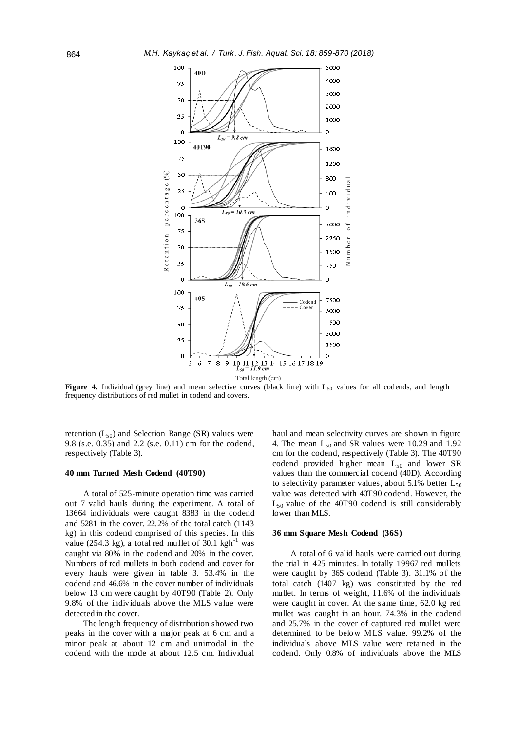**Figure 4.** Individual (grey line) and mean selective curves (black line) with $L_{50}$ values for all codends, and length frequency distributions of red mullet in codend and covers.

retention ($L_{50}$) and Selection Range (SR) values were 9.8 (s.e. 0.35) and 2.2 (s.e. 0.11) cm for the codend, respectively (Table 3).

#### 40 mm Turned Mesh Codend (40T90)

A total of 525-minute operation time was carried out 7 valid hauls during the experiment. A total of 13664 individuals were caught 8383 in the codend and 5281 in the cover. 22.2% of the total catch (1143 kg) in this codend comprised of this species. In this value (254.3 kg), a total red mullet of 30.1 $kgh^{-1}$ was caught via 80% in the codend and 20% in the cover. Numbers of red mullets in both codend and cover for every hauls were given in table 3. 53.4% in the codend and 46.6% in the cover number of individuals below 13 cm were caught by 40T90 (Table 2). Only 9.8% of the individuals above the MLS value were detected in the cover.

The length frequency of distribution showed two peaks in the cover with a major peak at 6 cm and a minor peak at about 12 cm and unimodal in the codend with the mode at about 12.5 cm. Individual haul and mean selectivity curves are shown in figure 4. The mean $L_{50}$ and SR values were 10.29 and 1.92 cm for the codend, respectively (Table 3). The 40T90 codend provided higher mean $L_{50}$ and lower SR values than the commercial codend (40D). According to selectivity parameter values, about 5.1% better $L_{50}$ value was detected with 40T90 codend. However, the $L_{50}$ value of the 40T90 codend is still considerably lower than MLS.

#### 36 mm Square Mesh Codend (36S)

A total of 6 valid hauls were carried out during the trial in 425 minutes. In totally 19967 red mullets were caught by 36S codend (Table 3). 31.1% of the total catch (1407 kg) was constituted by the red mullet. In terms of weight, 11.6% of the individuals were caught in cover. At the same time, 62.0 kg red mullet was caught in an hour. 74.3% in the codend and 25.7% in the cover of captured red mullet were determined to be below MLS value. 99.2% of the individuals above MLS value were retained in the codend. Only 0.8% of individuals above the MLS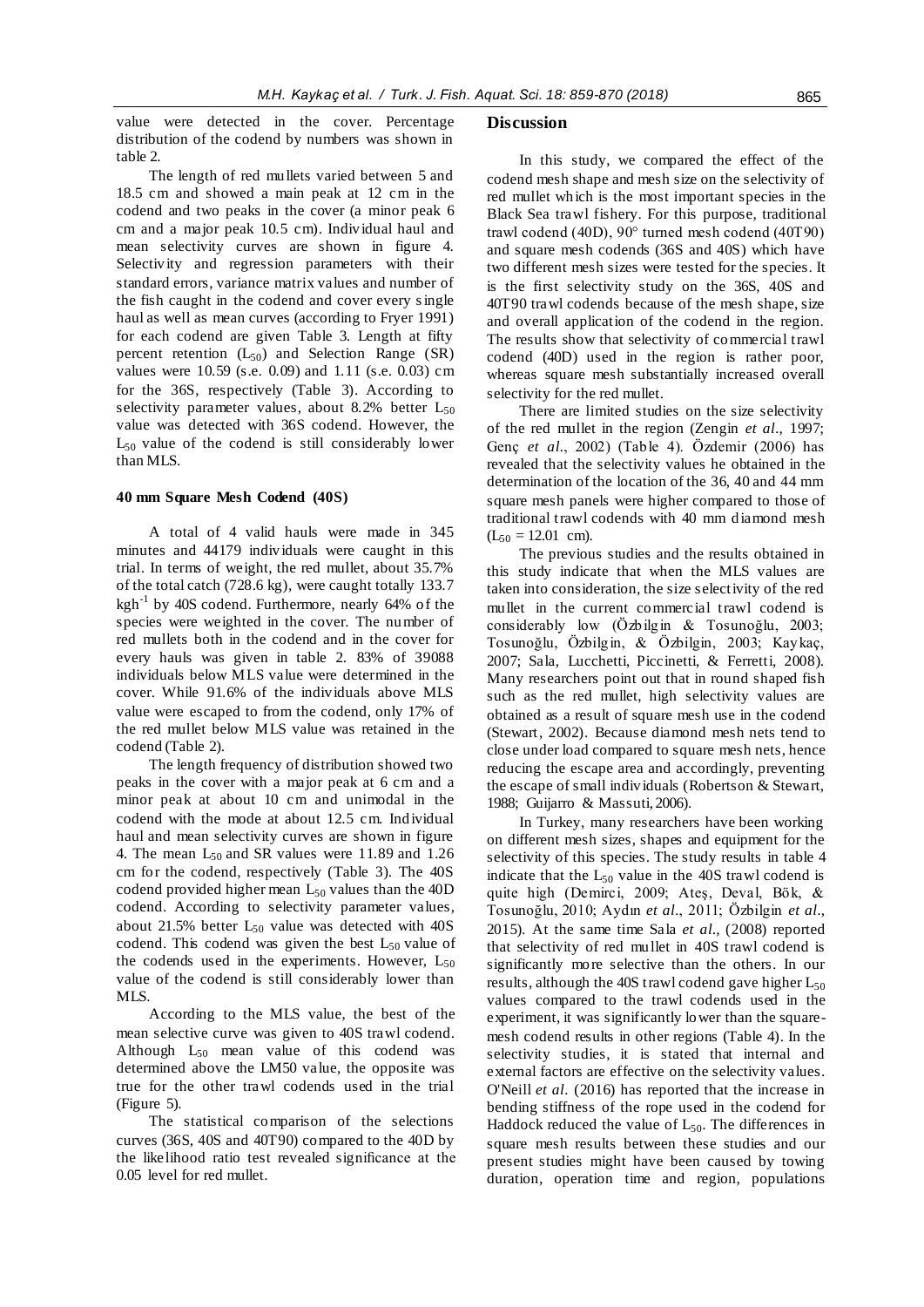value were detected in the cover. Percentage distribution of the codend by numbers was shown in table 2.

The length of red mullets varied between 5 and 18.5 cm and showed a main peak at 12 cm in the codend and two peaks in the cover (a minor peak 6 cm and a major peak 10.5 cm). Individual haul and mean selectivity curves are shown in figure 4. Selectivity and regression parameters with their standard errors, variance matrix values and number of the fish caught in the codend and cover every single haul as well as mean curves (according to Fryer 1991) for each codend are given Table 3. Length at fifty percent retention ($L_{50}$) and Selection Range (SR) values were 10.59 (s.e. 0.09) and 1.11 (s.e. 0.03) cm for the 36S, respectively (Table 3). According to selectivity parameter values, about 8.2% better $L_{50}$ value was detected with 36S codend. However, the $L_{50}$ value of the codend is still considerably lower than MLS.

#### 40 mm Square Mesh Codend (40S)

A total of 4 valid hauls were made in 345 minutes and 44179 individuals were caught in this trial. In terms of weight, the red mullet, about 35.7% of the total catch (728.6 kg), were caught totally 133.7 kgh$^{-1}$ by 40S codend. Furthermore, nearly 64% of the species were weighted in the cover. The number of red mullets both in the codend and in the cover for every hauls was given in table 2. 83% of 39088 individuals below MLS value were determined in the cover. While 91.6% of the individuals above MLS value were escaped to from the codend, only 17% of the red mullet below MLS value was retained in the codend (Table 2).

The length frequency of distribution showed two peaks in the cover with a major peak at 6 cm and a minor peak at about 10 cm and unimodal in the codend with the mode at about 12.5 cm. Individual haul and mean selectivity curves are shown in figure 4. The mean $L_{50}$ and SR values were 11.89 and 1.26 cm for the codend, respectively (Table 3). The 40S codend provided higher mean $L_{50}$ values than the 40D codend. According to selectivity parameter values, about 21.5% better $L_{50}$ value was detected with 40S codend. This codend was given the best $L_{50}$ value of the codends used in the experiments. However, $L_{50}$ value of the codend is still considerably lower than MLS.

According to the MLS value, the best of the mean selective curve was given to 40S trawl codend. Although $L_{50}$ mean value of this codend was determined above the LM50 value, the opposite was true for the other trawl codends used in the trial (Figure 5).

The statistical comparison of the selections curves (36S, 40S and 40T90) compared to the 40D by the likelihood ratio test revealed significance at the 0.05 level for red mullet.

## Discussion

In this study, we compared the effect of the codend mesh shape and mesh size on the selectivity of red mullet which is the most important species in the Black Sea trawl fishery. For this purpose, traditional trawl codend (40D), 90° turned mesh codend (40T90) and square mesh codends (36S and 40S) which have two different mesh sizes were tested for the species. It is the first selectivity study on the 36S, 40S and 40T90 trawl codends because of the mesh shape, size and overall application of the codend in the region. The results show that selectivity of commercial trawl codend (40D) used in the region is rather poor, whereas square mesh substantially increased overall selectivity for the red mullet.

There are limited studies on the size selectivity of the red mullet in the region (Zengin *et al*., 1997; Genç *et al*., 2002) (Table 4). Özdemir (2006) has revealed that the selectivity values he obtained in the determination of the location of the 36, 40 and 44 mm square mesh panels were higher compared to those of traditional trawl codends with 40 mm diamond mesh ($L_{50}$ = 12.01 cm).

The previous studies and the results obtained in this study indicate that when the MLS values are taken into consideration, the size selectivity of the red mullet in the current commercial trawl codend is considerably low (Özbilgin & Tosunoğlu, 2003; Tosunoğlu, Özbilgin, & Özbilgin, 2003; Kaykaç, 2007; Sala, Lucchetti, Piccinetti, & Ferretti, 2008). Many researchers point out that in round shaped fish such as the red mullet, high selectivity values are obtained as a result of square mesh use in the codend (Stewart, 2002). Because diamond mesh nets tend to close under load compared to square mesh nets, hence reducing the escape area and accordingly, preventing the escape of small individuals (Robertson & Stewart, 1988; Guijarro & Massuti, 2006).

In Turkey, many researchers have been working on different mesh sizes, shapes and equipment for the selectivity of this species. The study results in table 4 indicate that the $L_{50}$ value in the 40S trawl codend is quite high (Demirci, 2009; Ateş, Deval, Bök, & Tosunoğlu, 2010; Aydın *et al*., 2011; Özbilgin *et al*., 2015). At the same time Sala *et al*., (2008) reported that selectivity of red mullet in 40S trawl codend is significantly more selective than the others. In our results, although the 40S trawl codend gave higher $L_{50}$ values compared to the trawl codends used in the experiment, it was significantly lower than the square-mesh codend results in other regions (Table 4). In the selectivity studies, it is stated that internal and external factors are effective on the selectivity values. O'Neill *et al*. (2016) has reported that the increase in bending stiffness of the rope used in the codend for Haddock reduced the value of $L_{50}$. The differences in square mesh results between these studies and our present studies might have been caused by towing duration, operation time and region, populations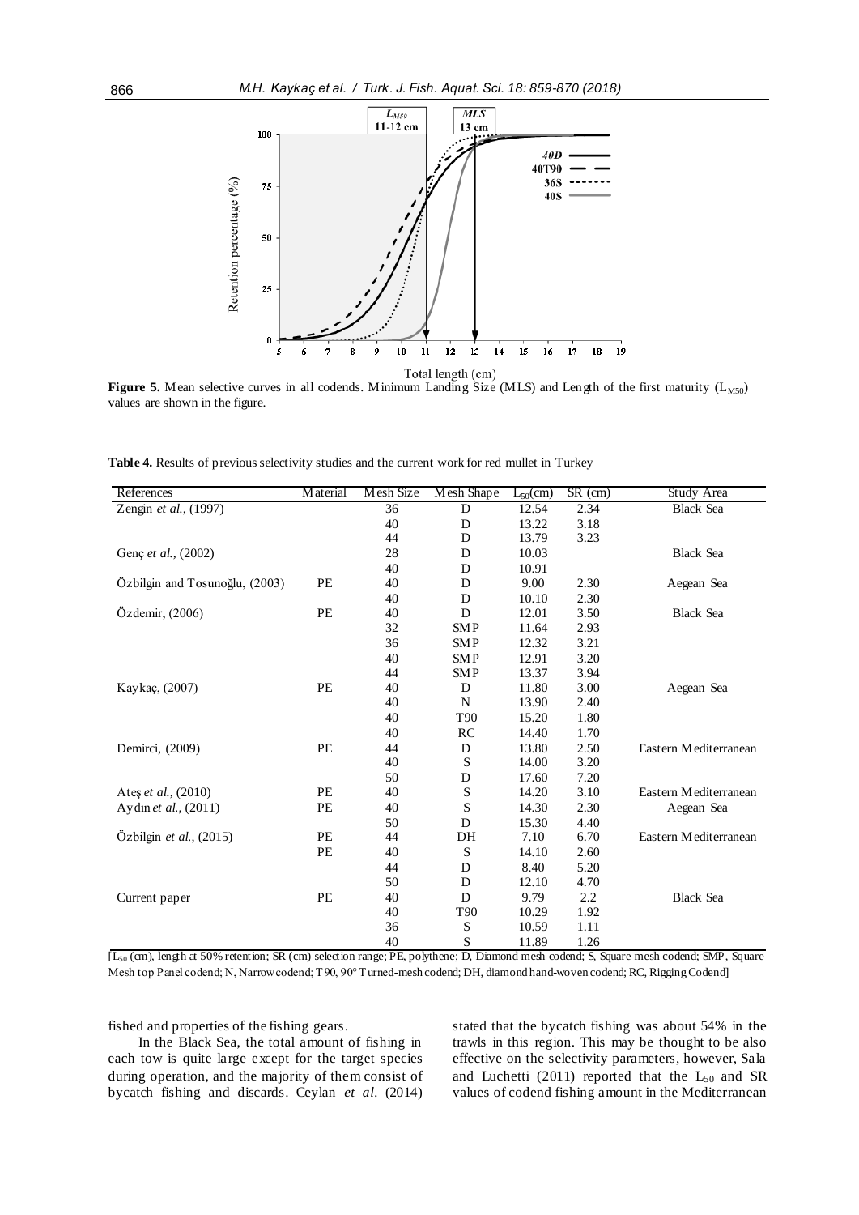**Figure 5.** Mean selective curves in all codends. Minimum Landing Size (MLS) and Length of the first maturity ($L_{M50}$) values are shown in the figure.

**Table 4.** Results of previous selectivity studies and the current work for red mullet in Turkey

| References | Material | Mesh Size | Mesh Shape | $L_{50}$(cm) | SR (cm) | Study Area |
|---|---|---|---|---|---|---|
| Zengin *et al.*, (1997) | | 36 | D | 12.54 | 2.34 | Black Sea |
| | | 40 | D | 13.22 | 3.18 | |
| | | 44 | D | 13.79 | 3.23 | |
| Genç *et al.*, (2002) | | 28 | D | 10.03 | | Black Sea |
| | | 40 | D | 10.91 | | |
| Özbilgin and Tosunoğlu, (2003) | PE | 40 | D | 9.00 | 2.30 | Aegean Sea |
| | | 40 | D | 10.10 | 2.30 | |
| Özdemir, (2006) | PE | 40 | D | 12.01 | 3.50 | Black Sea |
| | | 32 | SMP | 11.64 | 2.93 | |
| | | 36 | SMP | 12.32 | 3.21 | |
| | | 40 | SMP | 12.91 | 3.20 | |
| | | 44 | SMP | 13.37 | 3.94 | |
| Kaykaç, (2007) | PE | 40 | D | 11.80 | 3.00 | Aegean Sea |
| | | 40 | N | 13.90 | 2.40 | |
| | | 40 | T90 | 15.20 | 1.80 | |
| | | 40 | RC | 14.40 | 1.70 | |
| Demirci, (2009) | PE | 44 | D | 13.80 | 2.50 | Eastern Mediterranean |
| | | 40 | S | 14.00 | 3.20 | |
| | | 50 | D | 17.60 | 7.20 | |
| Ateş *et al.*, (2010) | PE | 40 | S | 14.20 | 3.10 | Eastern Mediterranean |
| Aydın *et al.*, (2011) | PE | 40 | S | 14.30 | 2.30 | Aegean Sea |
| | | 50 | D | 15.30 | 4.40 | |
| Özbilgin *et al.*, (2015) | PE | 44 | DH | 7.10 | 6.70 | Eastern Mediterranean |
| | PE | 40 | S | 14.10 | 2.60 | |
| | | 44 | D | 8.40 | 5.20 | |
| | | 50 | D | 12.10 | 4.70 | |
| Current paper | PE | 40 | D | 9.79 | 2.2 | Black Sea |
| | | 40 | T90 | 10.29 | 1.92 | |
| | | 36 | S | 10.59 | 1.11 | |
| | | 40 | S | 11.89 | 1.26 | |

[$L_{50}$ (cm), length at 50% retention; SR (cm) selection range; PE, polythene; D, Diamond mesh codend; S, Square mesh codend; SMP, Square Mesh top Panel codend; N, Narrow codend; T90, 90° Turned-mesh codend; DH, diamond hand-woven codend; RC, Rigging Codend]

fished and properties of the fishing gears.

In the Black Sea, the total amount of fishing in each tow is quite large except for the target species during operation, and the majority of them consist of bycatch fishing and discards. Ceylan *et al.* (2014) stated that the bycatch fishing was about 54% in the trawls in this region. This may be thought to be also effective on the selectivity parameters, however, Sala and Luchetti (2011) reported that the $L_{50}$ and SR values of codend fishing amount in the Mediterranean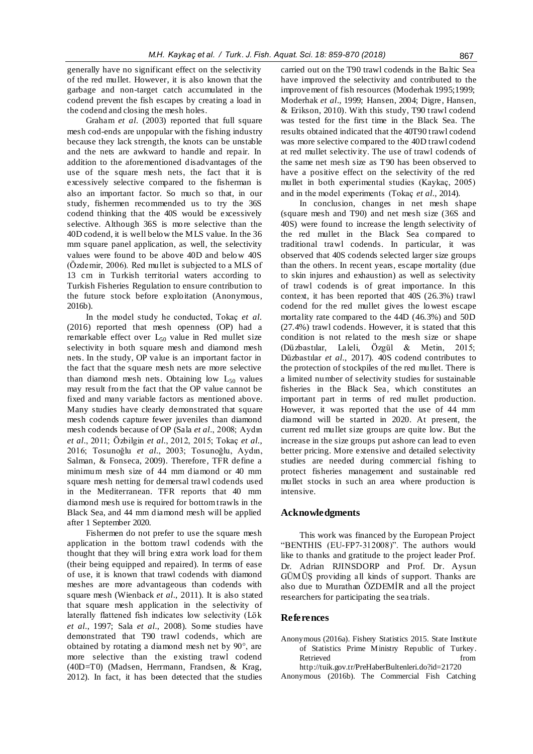generally have no significant effect on the selectivity of the red mullet. However, it is also known that the garbage and non-target catch accumulated in the codend prevent the fish escapes by creating a load in the codend and closing the mesh holes.

Graham *et al.* (2003) reported that full square mesh cod-ends are unpopular with the fishing industry because they lack strength, the knots can be unstable and the nets are awkward to handle and repair. In addition to the aforementioned disadvantages of the use of the square mesh nets, the fact that it is excessively selective compared to the fisherman is also an important factor. So much so that, in our study, fishermen recommended us to try the 36S codend thinking that the 40S would be excessively selective. Although 36S is more selective than the 40D codend, it is well below the MLS value. In the 36 mm square panel application, as well, the selectivity values were found to be above 40D and below 40S (Özdemir, 2006). Red mullet is subjected to a MLS of 13 cm in Turkish territorial waters according to Turkish Fisheries Regulation to ensure contribution to the future stock before exploitation (Anonymous, 2016b).

In the model study he conducted, Tokaç *et al.* (2016) reported that mesh openness (OP) had a remarkable effect over $L_{50}$ value in Red mullet size selectivity in both square mesh and diamond mesh nets. In the study, OP value is an important factor in the fact that the square mesh nets are more selective than diamond mesh nets. Obtaining low $L_{50}$ values may result from the fact that the OP value cannot be fixed and many variable factors as mentioned above. Many studies have clearly demonstrated that square mesh codends capture fewer juveniles than diamond mesh codends because of OP (Sala *et al*., 2008; Aydın *et al*., 2011; Özbilgin *et al*., 2012, 2015; Tokaç *et al*., 2016; Tosunoğlu *et al*., 2003; Tosunoğlu, Aydın, Salman, & Fonseca, 2009). Therefore, TFR define a minimum mesh size of 44 mm diamond or 40 mm square mesh netting for demersal trawl codends used in the Mediterranean. TFR reports that 40 mm diamond mesh use is required for bottom trawls in the Black Sea, and 44 mm diamond mesh will be applied after 1 September 2020.

Fishermen do not prefer to use the square mesh application in the bottom trawl codends with the thought that they will bring extra work load for them (their being equipped and repaired). In terms of ease of use, it is known that trawl codends with diamond meshes are more advantageous than codends with square mesh (Wienback *et al*., 2011). It is also stated that square mesh application in the selectivity of laterally flattened fish indicates low selectivity (Lök *et al*., 1997; Sala *et al*., 2008). Some studies have demonstrated that T90 trawl codends, which are obtained by rotating a diamond mesh net by 90°, are more selective than the existing trawl codend (40D=T0) (Madsen, Herrmann, Frandsen, & Krag, 2012). In fact, it has been detected that the studies carried out on the T90 trawl codends in the Baltic Sea have improved the selectivity and contributed to the improvement of fish resources (Moderhak 1995;1999; Moderhak *et al*., 1999; Hansen, 2004; Digre, Hansen, & Erikson, 2010). With this study, T90 trawl codend was tested for the first time in the Black Sea. The results obtained indicated that the 40T90 trawl codend was more selective compared to the 40D trawl codend at red mullet selectivity. The use of trawl codends of the same net mesh size as T90 has been observed to have a positive effect on the selectivity of the red mullet in both experimental studies (Kaykaç, 2005) and in the model experiments (Tokaç *et al*., 2014).

In conclusion, changes in net mesh shape (square mesh and T90) and net mesh size (36S and 40S) were found to increase the length selectivity of the red mullet in the Black Sea compared to traditional trawl codends. In particular, it was observed that 40S codends selected larger size groups than the others. In recent years, escape mortality (due to skin injures and exhaustion) as well as selectivity of trawl codends is of great importance. In this context, it has been reported that 40S (26.3%) trawl codend for the red mullet gives the lowest escape mortality rate compared to the 44D (46.3%) and 50D (27.4%) trawl codends. However, it is stated that this condition is not related to the mesh size or shape (Düzbastılar, Laleli, Özgül & Metin, 2015; Düzbastılar *et al*., 2017). 40S codend contributes to the protection of stockpiles of the red mullet. There is a limited number of selectivity studies for sustainable fisheries in the Black Sea, which constitutes an important part in terms of red mullet production. However, it was reported that the use of 44 mm diamond will be started in 2020. At present, the current red mullet size groups are quite low. But the increase in the size groups put ashore can lead to even better pricing. More extensive and detailed selectivity studies are needed during commercial fishing to protect fisheries management and sustainable red mullet stocks in such an area where production is intensive.

## Acknowledgments

This work was financed by the European Project "BENTHIS (EU-FP7-312008)". The authors would like to thanks and gratitude to the project leader Prof. Dr. Adrian RJINSDORP and Prof. Dr. Aysun GÜMÜŞ providing all kinds of support. Thanks are also due to Murathan ÖZDEMİR and all the project researchers for participating the sea trials.

## References

Anonymous (2016a). Fishery Statistics 2015. State Institute of Statistics Prime Ministry Republic of Turkey. Retrieved from http://tuik.gov.tr/PreHaberBultenleri.do?id=21720

Anonymous (2016b). The Commercial Fish Catching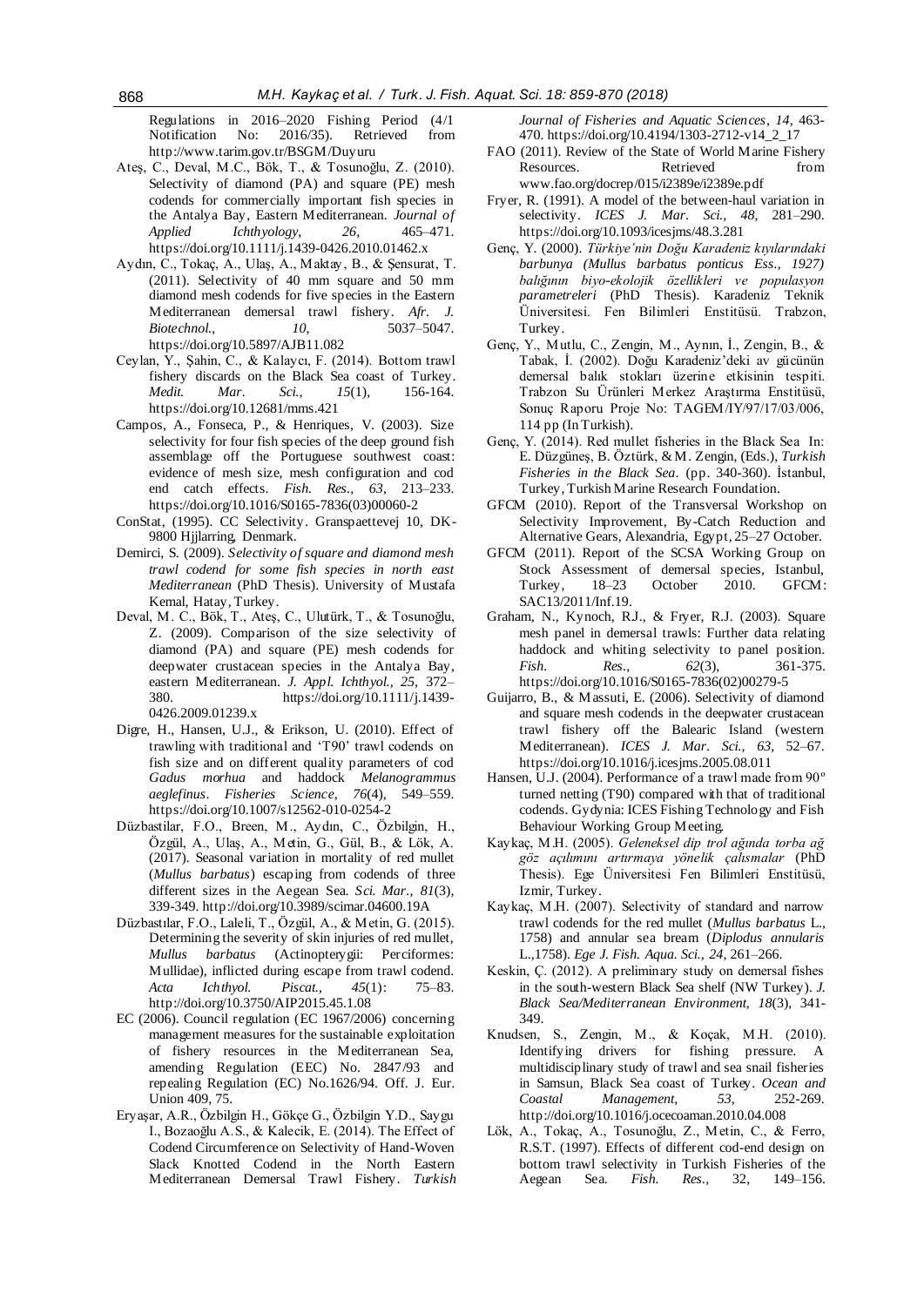Regulations in 2016–2020 Fishing Period (4/1 Notification No: 2016/35). Retrieved from http://www.tarim.gov.tr/BSGM/Duyuru

Ateş, C., Deval, M.C., Bök, T., & Tosunoğlu, Z. (2010). Selectivity of diamond (PA) and square (PE) mesh codends for commercially important fish species in the Antalya Bay, Eastern Mediterranean. *Journal of Applied Ichthyology*, *26*, 465–471. https://doi.org/10.1111/j.1439-0426.2010.01462.x

Aydın, C., Tokaç, A., Ulaş, A., Maktay, B., & Şensurat, T. (2011). Selectivity of 40 mm square and 50 mm diamond mesh codends for five species in the Eastern Mediterranean demersal trawl fishery. *Afr. J. Biotechnol.*, *10*, 5037–5047. https://doi.org/10.5897/AJB11.082

Ceylan, Y., Şahin, C., & Kalaycı, F. (2014). Bottom trawl fishery discards on the Black Sea coast of Turkey. *Medit. Mar. Sci.*, *15*(1), 156-164. https://doi.org/10.12681/mms.421

Campos, A., Fonseca, P., & Henriques, V. (2003). Size selectivity for four fish species of the deep ground fish assemblage off the Portuguese southwest coast: evidence of mesh size, mesh configuration and cod end catch effects. *Fish. Res.*, *63*, 213–233. https://doi.org/10.1016/S0165-7836(03)00060-2

ConStat, (1995). CC Selectivity. Granspaettevej 10, DK-9800 Hjjlarring, Denmark.

Demirci, S. (2009). *Selectivity of square and diamond mesh trawl codend for some fish species in north east Mediterranean* (PhD Thesis). University of Mustafa Kemal, Hatay, Turkey.

Deval, M. C., Bök, T., Ateş, C., Ulutürk, T., & Tosunoğlu, Z. (2009). Comparison of the size selectivity of diamond (PA) and square (PE) mesh codends for deepwater crustacean species in the Antalya Bay, eastern Mediterranean. *J. Appl. Ichthyol.*, *25*, 372–380. https://doi.org/10.1111/j.1439-0426.2009.01239.x

Digre, H., Hansen, U.J., & Erikson, U. (2010). Effect of trawling with traditional and 'T90' trawl codends on fish size and on different quality parameters of cod *Gadus morhua* and haddock *Melanogrammus aeglefinus*. *Fisheries Science*, *76*(4), 549–559. https://doi.org/10.1007/s12562-010-0254-2

Düzbastilar, F.O., Breen, M., Aydın, C., Özbilgin, H., Özgül, A., Ulaş, A., Metin, G., Gül, B., & Lök, A. (2017). Seasonal variation in mortality of red mullet (*Mullus barbatus*) escaping from codends of three different sizes in the Aegean Sea. *Sci. Mar.*, *81*(3), 339-349. http://doi.org/10.3989/scimar.04600.19A

Düzbastılar, F.O., Laleli, T., Özgül, A., & Metin, G. (2015). Determining the severity of skin injuries of red mullet, *Mullus barbatus* (Actinopterygii: Perciformes: Mullidae), inflicted during escape from trawl codend. *Acta Ichthyol. Piscat.*, *45*(1): 75–83. http://doi.org/10.3750/AIP2015.45.1.08

EC (2006). Council regulation (EC 1967/2006) concerning management measures for the sustainable exploitation of fishery resources in the Mediterranean Sea, amending Regulation (EEC) No. 2847/93 and repealing Regulation (EC) No.1626/94. Off. J. Eur. Union 409, 75.

Eryaşar, A.R., Özbilgin H., Gökçe G., Özbilgin Y.D., Saygu I., Bozaoğlu A.S., & Kalecik, E. (2014). The Effect of Codend Circumference on Selectivity of Hand-Woven Slack Knotted Codend in the North Eastern Mediterranean Demersal Trawl Fishery. *Turkish Journal of Fisheries and Aquatic Sciences*, *14*, 463-470. https://doi.org/10.4194/1303-2712-v14_2_17

FAO (2011). Review of the State of World Marine Fishery Resources. Retrieved from www.fao.org/docrep/015/i2389e/i2389e.pdf

Fryer, R. (1991). A model of the between-haul variation in selectivity. *ICES J. Mar. Sci.*, *48*, 281–290. https://doi.org/10.1093/icesjms/48.3.281

Genç, Y. (2000). *Türkiye'nin Doğu Karadeniz kıyılarındaki barbunya (Mullus barbatus ponticus Ess., 1927) balığının biyo-ekolojik özellikleri ve populasyon parametreleri* (PhD Thesis). Karadeniz Teknik Üniversitesi. Fen Bilimleri Enstitüsü. Trabzon, Turkey.

Genç, Y., Mutlu, C., Zengin, M., Aynın, İ., Zengin, B., & Tabak, İ. (2002). Doğu Karadeniz'deki av gücünün demersal balık stokları üzerine etkisinin tespiti. Trabzon Su Ürünleri Merkez Araştırma Enstitüsü, Sonuç Raporu Proje No: TAGEM/IY/97/17/03/006, 114 pp (In Turkish).

Genç, Y. (2014). Red mullet fisheries in the Black Sea In: E. Düzgüneş, B. Öztürk, & M. Zengin, (Eds.), *Turkish Fisheries in the Black Sea*. (pp. 340-360). İstanbul, Turkey, Turkish Marine Research Foundation.

GFCM (2010). Report of the Transversal Workshop on Selectivity Improvement, By-Catch Reduction and Alternative Gears, Alexandria, Egypt, 25–27 October.

GFCM (2011). Report of the SCSA Working Group on Stock Assessment of demersal species, Istanbul, Turkey, 18–23 October 2010. GFCM: SAC13/2011/Inf.19.

Graham, N., Kynoch, RJ., & Fryer, R.J. (2003). Square mesh panel in demersal trawls: Further data relating haddock and whiting selectivity to panel position. *Fish. Res.*, *62*(3), 361-375. https://doi.org/10.1016/S0165-7836(02)00279-5

Guijarro, B., & Massuti, E. (2006). Selectivity of diamond and square mesh codends in the deepwater crustacean trawl fishery off the Balearic Island (western Mediterranean). *ICES J. Mar. Sci.*, *63*, 52–67. https://doi.org/10.1016/j.icesjms.2005.08.011

Hansen, U.J. (2004). Performance of a trawl made from 90º turned netting (T90) compared with that of traditional codends. Gydynia: ICES Fishing Technology and Fish Behaviour Working Group Meeting.

Kaykaç, M.H. (2005). *Geleneksel dip trol ağında torba ağ göz açılımını artırmaya yönelik çalısmalar* (PhD Thesis). Ege Üniversitesi Fen Bilimleri Enstitüsü, Izmir, Turkey.

Kaykaç, M.H. (2007). Selectivity of standard and narrow trawl codends for the red mullet (*Mullus barbatus* L., 1758) and annular sea bream (*Diplodus annularis* L.,1758). *Ege J. Fish. Aqua. Sci.*, *24*, 261–266.

Keskin, Ç. (2012). A preliminary study on demersal fishes in the south-western Black Sea shelf (NW Turkey). *J. Black Sea/Mediterranean Environment*, *18*(3), 341-349.

Knudsen, S., Zengin, M., & Koçak, M.H. (2010). Identifying drivers for fishing pressure. A multidisciplinary study of trawl and sea snail fisheries in Samsun, Black Sea coast of Turkey. *Ocean and Coastal Management*, *53*, 252-269. http://doi.org/10.1016/j.ocecoaman.2010.04.008

Lök, A., Tokaç, A., Tosunoğlu, Z., Metin, C., & Ferro, R.S.T. (1997). Effects of different cod-end design on bottom trawl selectivity in Turkish Fisheries of the Aegean Sea. *Fish. Res.*, 32, 149–156.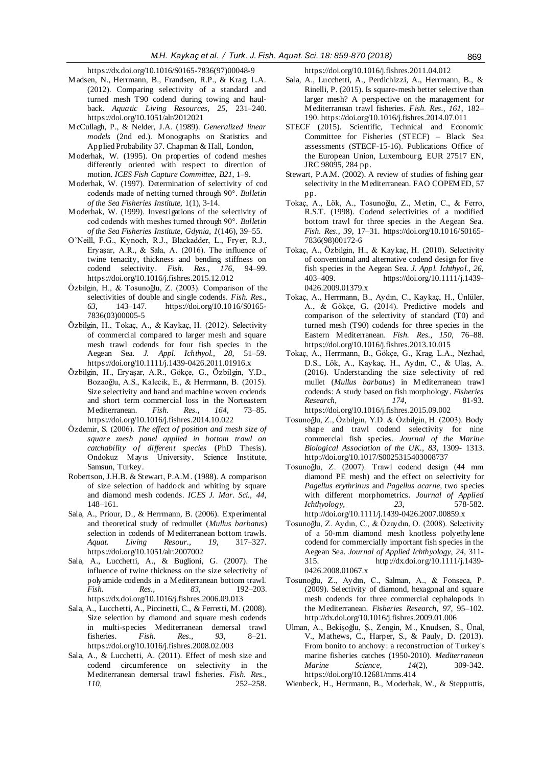https://dx.doi.org/10.1016/S0165-7836(97)00048-9

Madsen, N., Herrmann, B., Frandsen, R.P., & Krag, L.A. (2012). Comparing selectivity of a standard and turned mesh T90 codend during towing and haul-back. *Aquatic Living Resources, 25*, 231–240. https://doi.org/10.1051/alr/2012021

McCullagh, P., & Nelder, J.A. (1989). *Generalized linear models* (2nd ed.). Monographs on Statistics and Applied Probability 37. Chapman & Hall, London,

Moderhak, W. (1995). On properties of codend meshes differently oriented with respect to direction of motion. *ICES Fish Capture Committee, B21*, 1–9.

Moderhak, W. (1997). Determination of selectivity of cod codends made of netting turned through 90°. *Bulletin of the Sea Fisheries Institute,* 1(1), 3-14.

Moderhak, W. (1999). Investigations of the selectivity of cod codends with meshes turned through 90°. *Bulletin of the Sea Fisheries Institute, Gdynia, 1*(146), 39–55.

O'Neill, F.G., Kynoch, R.J., Blackadder, L., Fryer, R.J., Eryaşar, A.R., & Sala, A. (2016). The influence of twine tenacity, thickness and bending stiffness on codend selectivity. *Fish. Res., 176*, 94–99. https://doi.org/10.1016/j.fishres.2015.12.012

Özbilgin, H., & Tosunoğlu, Z. (2003). Comparison of the selectivities of double and single codends. *Fish. Res., 63*, 143–147. https://doi.org/10.1016/S0165-7836(03)00005-5

Özbilgin, H., Tokaç, A., & Kaykaç, H. (2012). Selectivity of commercial compared to larger mesh and square mesh trawl codends for four fish species in the Aegean Sea. *J. Appl. Ichthyol., 28*, 51–59. https://doi.org/10.1111/j.1439-0426.2011.01916.x

Özbilgin, H., Eryaşar, A.R., Gökçe, G., Özbilgin, Y.D., Bozaoğlu, A.S., Kalecik, E., & Herrmann, B. (2015). Size selectivity and hand and machine woven codends and short term commercial loss in the Norteastern Mediterranean. *Fish. Res., 164*, 73–85. https://doi.org/10.1016/j.fishres.2014.10.022

Özdemir, S. (2006). *The effect of position and mesh size of square mesh panel applied in bottom trawl on catchability of different species* (PhD Thesis). Ondokuz Mayıs University, Science Institute, Samsun, Turkey.

Robertson, J.H.B. & Stewart, P.A.M. (1988). A comparison of size selection of haddock and whiting by square and diamond mesh codends. *ICES J. Mar. Sci., 44*, 148–161.

Sala, A., Priour, D., & Herrmann, B. (2006). Experimental and theoretical study of redmullet (*Mullus barbatus*) selection in codends of Mediterranean bottom trawls. *Aquat. Living Resour., 19*, 317–327. https://doi.org/10.1051/alr:2007002

Sala, A., Lucchetti, A., & Buglioni, G. (2007). The influence of twine thickness on the size selectivity of polyamide codends in a Mediterranean bottom trawl. *Fish. Res., 83*, 192–203. https://dx.doi.org/10.1016/j.fishres.2006.09.013

Sala, A., Lucchetti, A., Piccinetti, C., & Ferretti, M. (2008). Size selection by diamond and square mesh codends in multi-species Mediterranean demersal trawl fisheries. *Fish. Res., 93*, 8–21. https://doi.org/10.1016/j.fishres.2008.02.003

Sala, A., & Lucchetti, A. (2011). Effect of mesh size and codend circumference on selectivity in the Mediterranean demersal trawl fisheries. *Fish. Res., 110*, 252–258. https://doi.org/10.1016/j.fishres.2011.04.012

Sala, A., Lucchetti, A., Perdichizzi, A., Herrmann, B., & Rinelli, P. (2015). Is square-mesh better selective than larger mesh? A perspective on the management for Mediterranean trawl fisheries. *Fish. Res., 161*, 182–190. https://doi.org/10.1016/j.fishres.2014.07.011

STECF (2015). Scientific, Technical and Economic Committee for Fisheries (STECF) – Black Sea assessments (STECF-15-16). Publications Office of the European Union, Luxembourg, EUR 27517 EN, JRC 98095, 284 pp.

Stewart, P.A.M. (2002). A review of studies of fishing gear selectivity in the Mediterranean. FAO COPEMED, 57 pp.

Tokaç, A., Lök, A., Tosunoğlu, Z., Metin, C., & Ferro, R.S.T. (1998). Codend selectivities of a modified bottom trawl for three species in the Aegean Sea. *Fish. Res., 39*, 17–31. https://doi.org/10.1016/S0165-7836(98)00172-6

Tokaç, A., Özbilgin, H., & Kaykaç, H. (2010). Selectivity of conventional and alternative codend design for five fish species in the Aegean Sea. *J. Appl. Ichthyol., 26*, 403–409. https://doi.org/10.1111/j.1439-0426.2009.01379.x

Tokaç, A., Herrmann, B., Aydın, C., Kaykaç, H., Ünlüler, A., & Gökçe, G. (2014). Predictive models and comparison of the selectivity of standard (T0) and turned mesh (T90) codends for three species in the Eastern Mediterranean. *Fish. Res., 150*, 76–88. https://doi.org/10.1016/j.fishres.2013.10.015

Tokaç, A., Herrmann, B., Gökçe, G., Krag, L.A., Nezhad, D.S., Lök, A., Kaykaç, H., Aydın, C., & Ulaş, A. (2016). Understanding the size selectivity of red mullet (*Mullus barbatus*) in Mediterranean trawl codends: A study based on fish morphology. *Fisheries Research, 174*, 81-93. https://doi.org/10.1016/j.fishres.2015.09.002

Tosunoğlu, Z., Özbilgin, Y.D. & Özbilgin, H. (2003). Body shape and trawl codend selectivity for nine commercial fish species. *Journal of the Marine Biological Association of the UK., 83*, 1309- 1313. http://doi.org/10.1017/S0025315403008737

Tosunoğlu, Z. (2007). Trawl codend design (44 mm diamond PE mesh) and the effect on selectivity for *Pagellus erythrinus* and *Pagellus acarne*, two species with different morphometrics. *Journal of Applied Ichthyology, 23*, 578-582. http://doi.org/10.1111/j.1439-0426.2007.00859.x

Tosunoğlu, Z. Aydın, C., & Özaydın, O. (2008). Selectivity of a 50-mm diamond mesh knotless polyethylene codend for commercially important fish species in the Aegean Sea. *Journal of Applied Ichthyology, 24*, 311-315. http://dx.doi.org/10.1111/j.1439-0426.2008.01067.x

Tosunoğlu, Z., Aydın, C., Salman, A., & Fonseca, P. (2009). Selectivity of diamond, hexagonal and square mesh codends for three commercial cephalopods in the Mediterranean. *Fisheries Research, 97*, 95–102. http://dx.doi.org/10.1016/j.fishres.2009.01.006

Ulman, A., Bekişoğlu, Ş., Zengin, M., Knudsen, S., Ünal, V., Mathews, C., Harper, S., & Pauly, D. (2013). From bonito to anchovy: a reconstruction of Turkey's marine fisheries catches (1950-2010). *Mediterranean Marine Science, 14*(2), 309-342. https://doi.org/10.12681/mms.414

Wienbeck, H., Herrmann, B., Moderhak, W., & Stepputtis,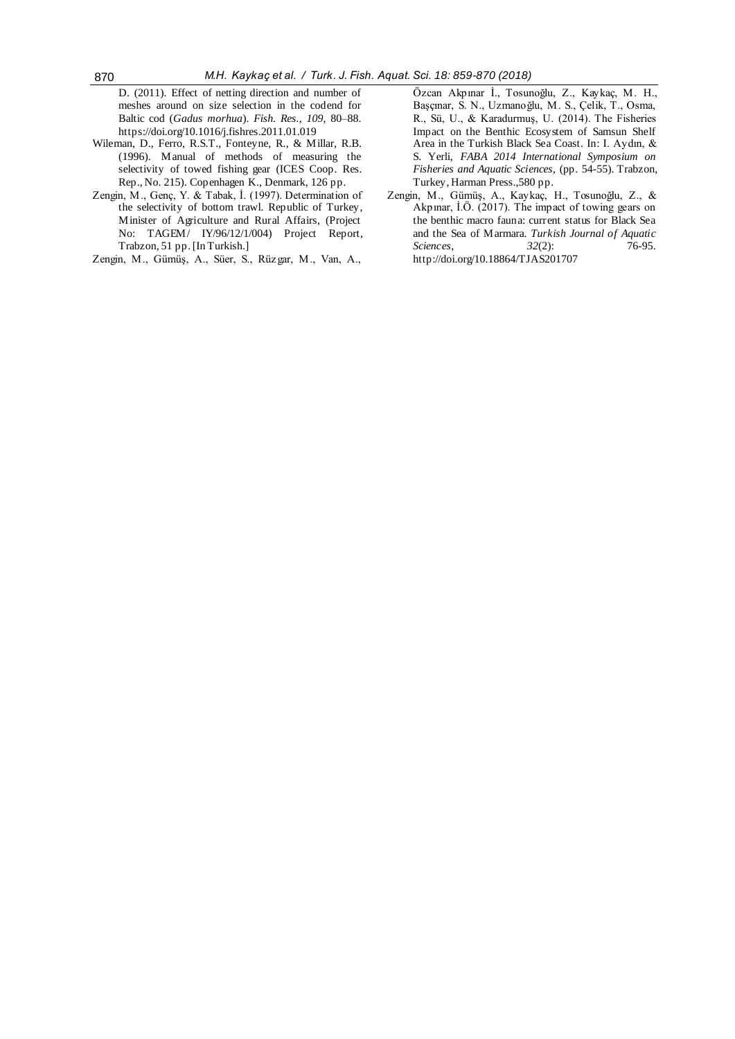D. (2011). Effect of netting direction and number of meshes around on size selection in the codend for Baltic cod (*Gadus morhua*). *Fish. Res., 109*, 80–88. https://doi.org/10.1016/j.fishres.2011.01.019

Wileman, D., Ferro, R.S.T., Fonteyne, R., & Millar, R.B. (1996). Manual of methods of measuring the selectivity of towed fishing gear (ICES Coop. Res. Rep., No. 215). Copenhagen K., Denmark, 126 pp.

Zengin, M., Genç, Y. & Tabak, İ. (1997). Determination of the selectivity of bottom trawl. Republic of Turkey, Minister of Agriculture and Rural Affairs, (Project No: TAGEM/ IY/96/12/1/004) Project Report, Trabzon, 51 pp. [In Turkish.]

Zengin, M., Gümüş, A., Süer, S., Rüzgar, M., Van, A., Özcan Akpınar İ., Tosunoğlu, Z., Kaykaç, M. H., Başçınar, S. N., Uzmanoğlu, M. S., Çelik, T., Osma, R., Sü, U., & Karadurmuş, U. (2014). The Fisheries Impact on the Benthic Ecosystem of Samsun Shelf Area in the Turkish Black Sea Coast. In: I. Aydın, & S. Yerli, *FABA 2014 International Symposium on Fisheries and Aquatic Sciences*, (pp. 54-55). Trabzon, Turkey, Harman Press.,580 pp.

Zengin, M., Gümüş, A., Kaykaç, H., Tosunoğlu, Z., & Akpınar, İ.Ö. (2017). The impact of towing gears on the benthic macro fauna: current status for Black Sea and the Sea of Marmara. *Turkish Journal of Aquatic Sciences*, *32*(2): 76-95. http://doi.org/10.18864/TJAS201707